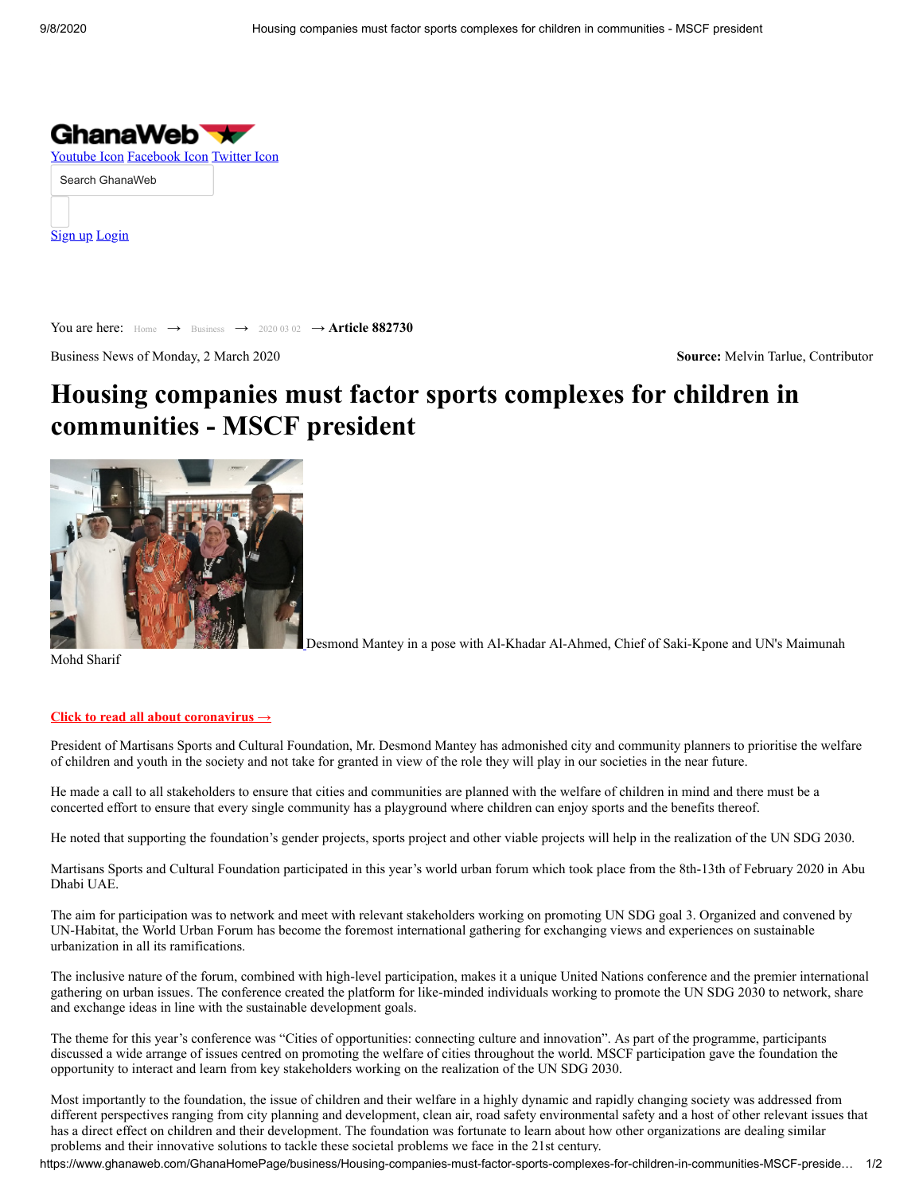GhanaWeb

Youtube Icon Facebook Icon Twitter Icon

Search GhanaWeb

Sign up Login

You are here: Home → Business → 2020 03 02 → **Article 882730**

Business News of Monday, 2 March 2020

**Source:** Melvin Tarlue, Contributor

# Housing companies must factor sports complexes for children in communities - MSCF president

Desmond Mantey in a pose with Al-Khadar Al-Ahmed, Chief of Saki-Kpone and UN's Maimunah Mohd Sharif

**Click to read all about coronavirus →**

President of Martisans Sports and Cultural Foundation, Mr. Desmond Mantey has admonished city and community planners to prioritise the welfare of children and youth in the society and not take for granted in view of the role they will play in our societies in the near future.

He made a call to all stakeholders to ensure that cities and communities are planned with the welfare of children in mind and there must be a concerted effort to ensure that every single community has a playground where children can enjoy sports and the benefits thereof.

He noted that supporting the foundation's gender projects, sports project and other viable projects will help in the realization of the UN SDG 2030.

Martisans Sports and Cultural Foundation participated in this year's world urban forum which took place from the 8th-13th of February 2020 in Abu Dhabi UAE.

The aim for participation was to network and meet with relevant stakeholders working on promoting UN SDG goal 3. Organized and convened by UN-Habitat, the World Urban Forum has become the foremost international gathering for exchanging views and experiences on sustainable urbanization in all its ramifications.

The inclusive nature of the forum, combined with high-level participation, makes it a unique United Nations conference and the premier international gathering on urban issues. The conference created the platform for like-minded individuals working to promote the UN SDG 2030 to network, share and exchange ideas in line with the sustainable development goals.

The theme for this year's conference was "Cities of opportunities: connecting culture and innovation". As part of the programme, participants discussed a wide arrange of issues centred on promoting the welfare of cities throughout the world. MSCF participation gave the foundation the opportunity to interact and learn from key stakeholders working on the realization of the UN SDG 2030.

Most importantly to the foundation, the issue of children and their welfare in a highly dynamic and rapidly changing society was addressed from different perspectives ranging from city planning and development, clean air, road safety environmental safety and a host of other relevant issues that has a direct effect on children and their development. The foundation was fortunate to learn about how other organizations are dealing similar problems and their innovative solutions to tackle these societal problems we face in the 21st century.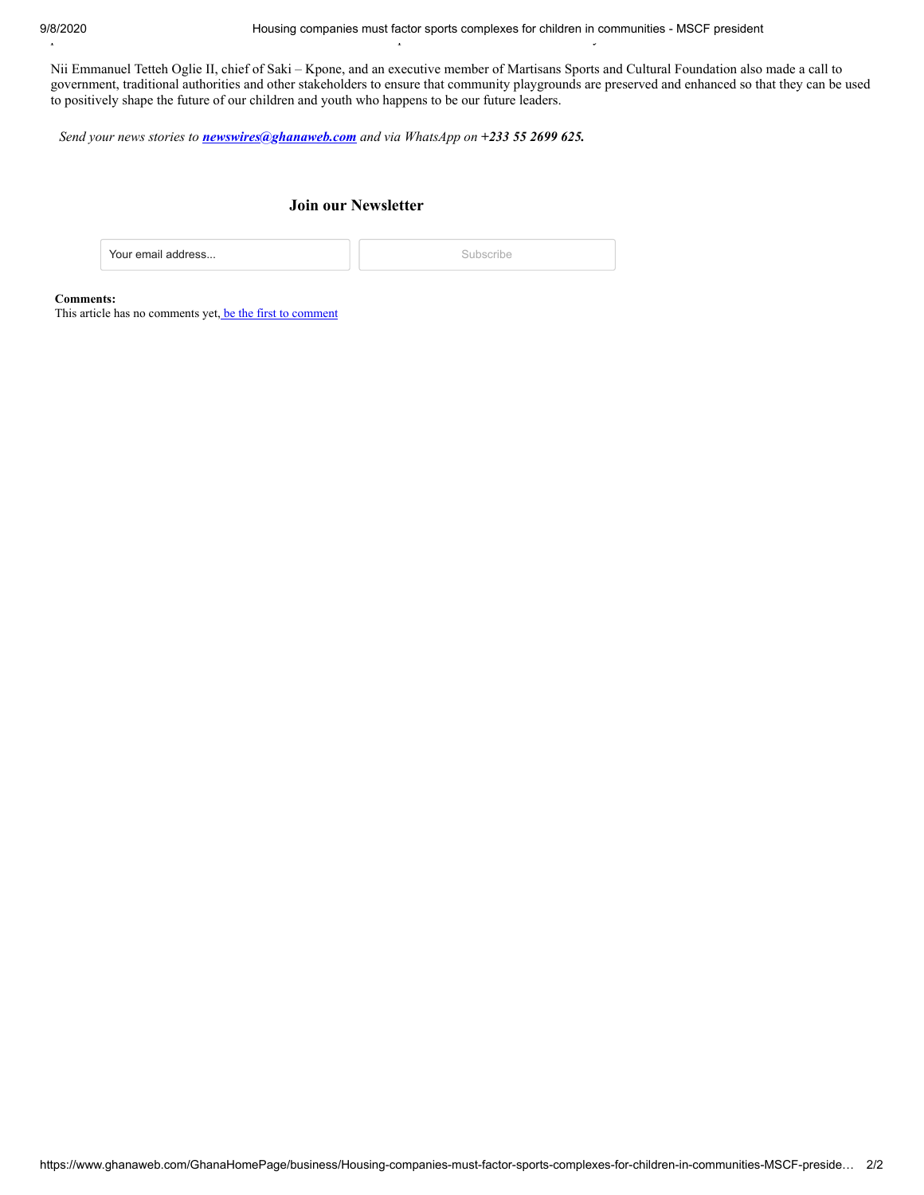Nii Emmanuel Tetteh Oglie II, chief of Saki – Kpone, and an executive member of Martisans Sports and Cultural Foundation also made a call to government, traditional authorities and other stakeholders to ensure that community playgrounds are preserved and enhanced so that they can be used to positively shape the future of our children and youth who happens to be our future leaders.

*Send your news stories to **newswires@ghanaweb.com** and via WhatsApp on **+233 55 2699 625.***

## Join our Newsletter

Your email address... Subscribe

**Comments:**

This article has no comments yet, be the first to comment